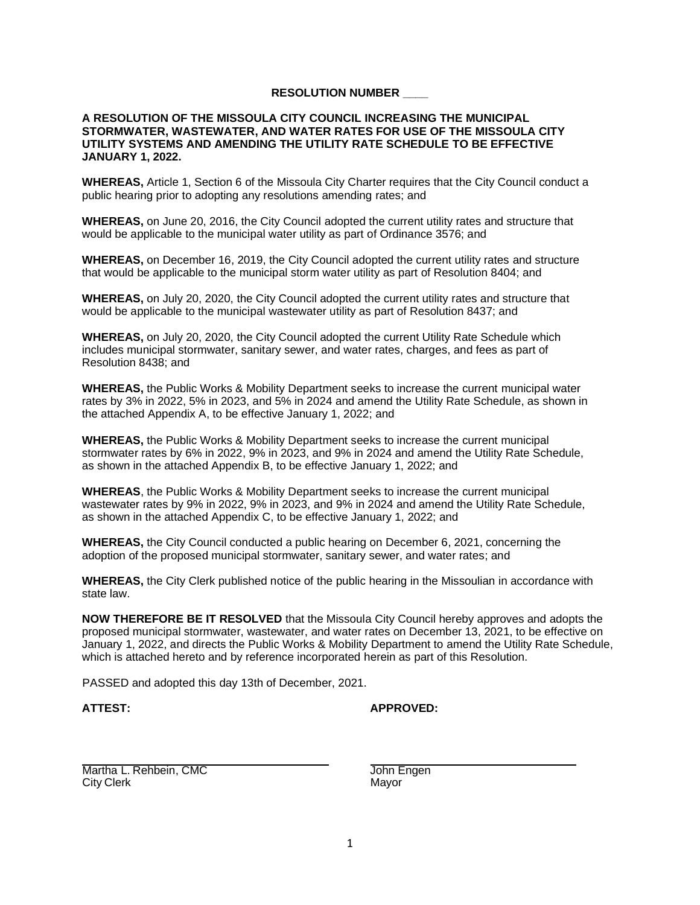**RESOLUTION NUMBER ____**

**A RESOLUTION OF THE MISSOULA CITY COUNCIL INCREASING THE MUNICIPAL STORMWATER, WASTEWATER, AND WATER RATES FOR USE OF THE MISSOULA CITY UTILITY SYSTEMS AND AMENDING THE UTILITY RATE SCHEDULE TO BE EFFECTIVE JANUARY 1, 2022.**

**WHEREAS,** Article 1, Section 6 of the Missoula City Charter requires that the City Council conduct a public hearing prior to adopting any resolutions amending rates; and

**WHEREAS,** on June 20, 2016, the City Council adopted the current utility rates and structure that would be applicable to the municipal water utility as part of Ordinance 3576; and

**WHEREAS,** on December 16, 2019, the City Council adopted the current utility rates and structure that would be applicable to the municipal storm water utility as part of Resolution 8404; and

**WHEREAS,** on July 20, 2020, the City Council adopted the current utility rates and structure that would be applicable to the municipal wastewater utility as part of Resolution 8437; and

**WHEREAS,** on July 20, 2020, the City Council adopted the current Utility Rate Schedule which includes municipal stormwater, sanitary sewer, and water rates, charges, and fees as part of Resolution 8438; and

**WHEREAS,** the Public Works & Mobility Department seeks to increase the current municipal water rates by 3% in 2022, 5% in 2023, and 5% in 2024 and amend the Utility Rate Schedule, as shown in the attached Appendix A, to be effective January 1, 2022; and

**WHEREAS,** the Public Works & Mobility Department seeks to increase the current municipal stormwater rates by 6% in 2022, 9% in 2023, and 9% in 2024 and amend the Utility Rate Schedule, as shown in the attached Appendix B, to be effective January 1, 2022; and

**WHEREAS**, the Public Works & Mobility Department seeks to increase the current municipal wastewater rates by 9% in 2022, 9% in 2023, and 9% in 2024 and amend the Utility Rate Schedule, as shown in the attached Appendix C, to be effective January 1, 2022; and

**WHEREAS,** the City Council conducted a public hearing on December 6, 2021, concerning the adoption of the proposed municipal stormwater, sanitary sewer, and water rates; and

**WHEREAS,** the City Clerk published notice of the public hearing in the Missoulian in accordance with state law.

**NOW THEREFORE BE IT RESOLVED** that the Missoula City Council hereby approves and adopts the proposed municipal stormwater, wastewater, and water rates on December 13, 2021, to be effective on January 1, 2022, and directs the Public Works & Mobility Department to amend the Utility Rate Schedule, which is attached hereto and by reference incorporated herein as part of this Resolution.

PASSED and adopted this day 13th of December, 2021.

**ATTEST:** **APPROVED:**

Martha L. Rehbein, CMC
City Clerk

John Engen
Mayor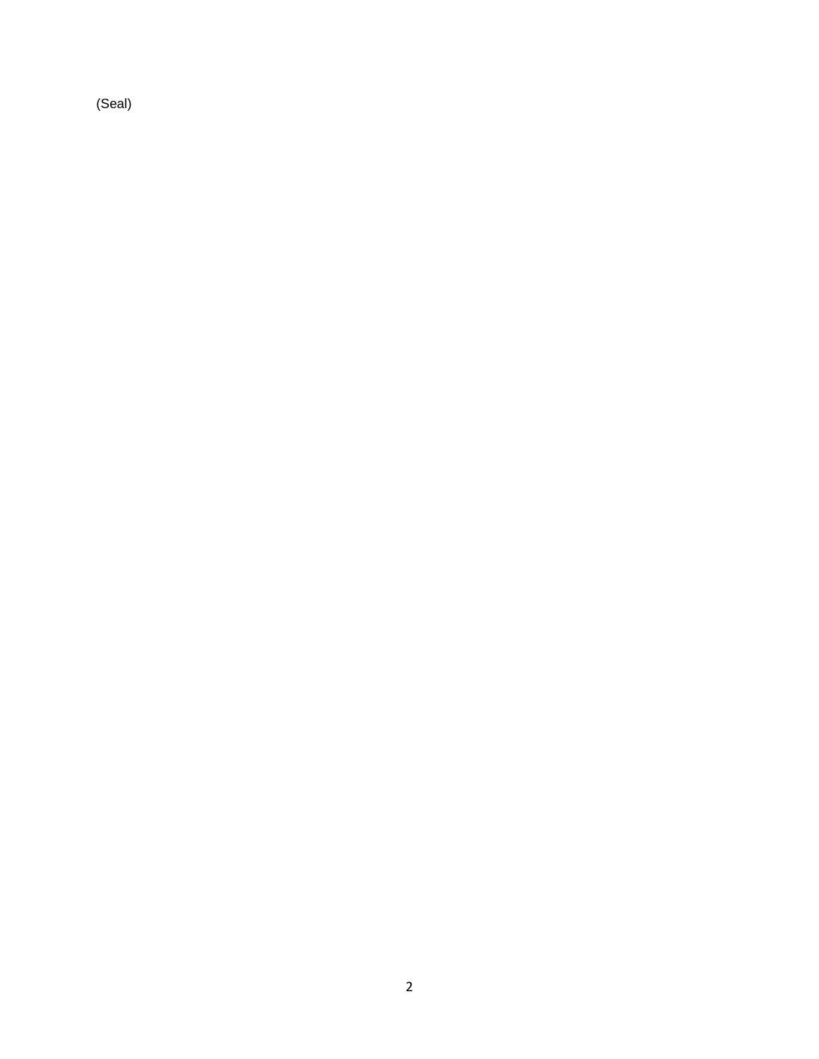(Seal)